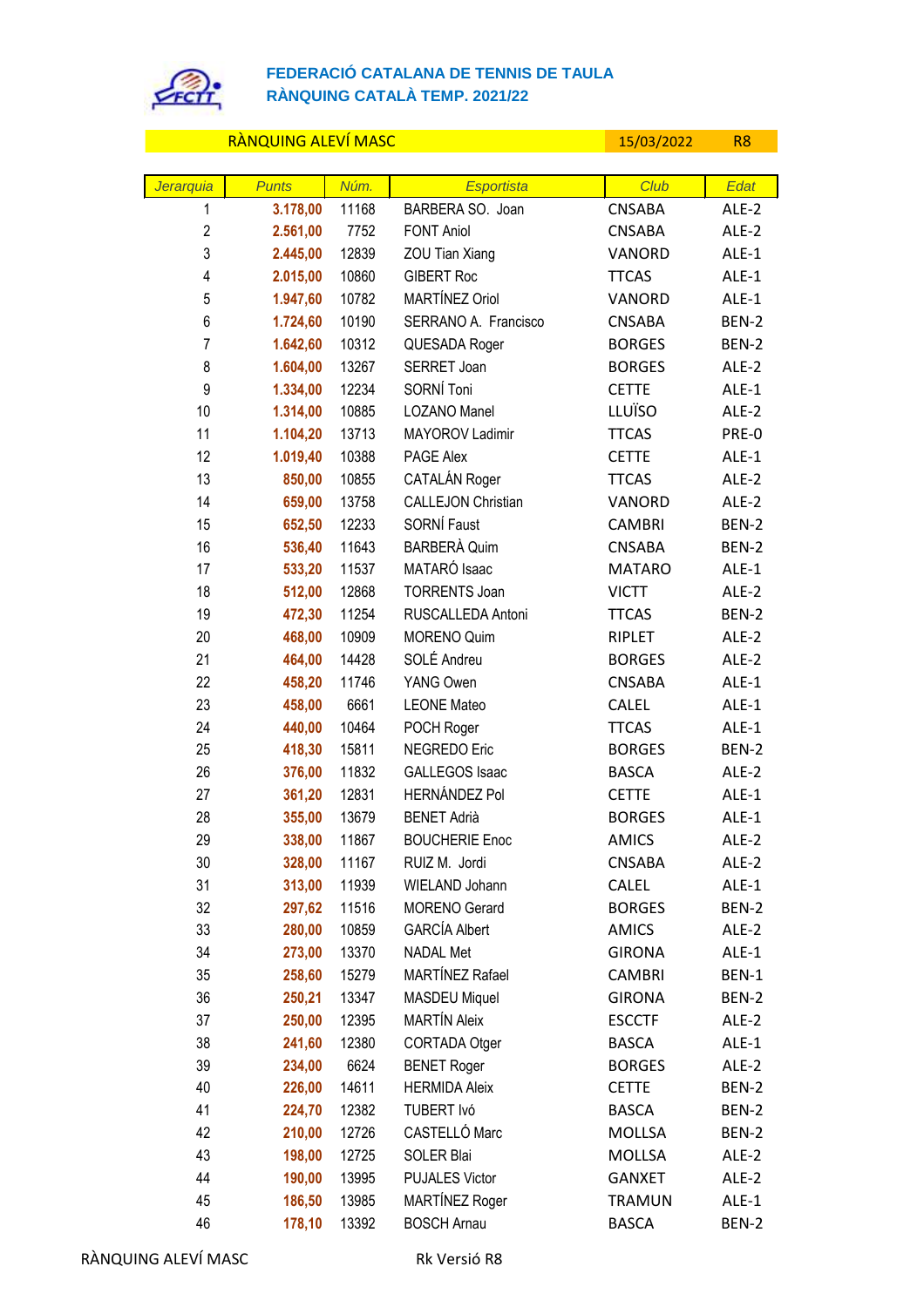**FEDERACIÓ CATALANA DE TENNIS DE TAULA**
**RÀNQUING CATALÀ TEMP. 2021/22**

RÀNQUING ALEVÍ MASC | 15/03/2022 | R8

| Jerarquia | Punts | Núm. | Esportista | Club | Edat |
|---|---|---|---|---|---|
| 1 | 3.178,00 | 11168 | BARBERA SO. Joan | CNSABA | ALE-2 |
| 2 | 2.561,00 | 7752 | FONT Aniol | CNSABA | ALE-2 |
| 3 | 2.445,00 | 12839 | ZOU Tian Xiang | VANORD | ALE-1 |
| 4 | 2.015,00 | 10860 | GIBERT Roc | TTCAS | ALE-1 |
| 5 | 1.947,60 | 10782 | MARTÍNEZ Oriol | VANORD | ALE-1 |
| 6 | 1.724,60 | 10190 | SERRANO A. Francisco | CNSABA | BEN-2 |
| 7 | 1.642,60 | 10312 | QUESADA Roger | BORGES | BEN-2 |
| 8 | 1.604,00 | 13267 | SERRET Joan | BORGES | ALE-2 |
| 9 | 1.334,00 | 12234 | SORNÍ Toni | CETTE | ALE-1 |
| 10 | 1.314,00 | 10885 | LOZANO Manel | LLUÏSO | ALE-2 |
| 11 | 1.104,20 | 13713 | MAYOROV Ladimir | TTCAS | PRE-0 |
| 12 | 1.019,40 | 10388 | PAGE Alex | CETTE | ALE-1 |
| 13 | 850,00 | 10855 | CATALÁN Roger | TTCAS | ALE-2 |
| 14 | 659,00 | 13758 | CALLEJON Christian | VANORD | ALE-2 |
| 15 | 652,50 | 12233 | SORNÍ Faust | CAMBRI | BEN-2 |
| 16 | 536,40 | 11643 | BARBERÀ Quim | CNSABA | BEN-2 |
| 17 | 533,20 | 11537 | MATARÓ Isaac | MATARO | ALE-1 |
| 18 | 512,00 | 12868 | TORRENTS Joan | VICTT | ALE-2 |
| 19 | 472,30 | 11254 | RUSCALLEDA Antoni | TTCAS | BEN-2 |
| 20 | 468,00 | 10909 | MORENO Quim | RIPLET | ALE-2 |
| 21 | 464,00 | 14428 | SOLÉ Andreu | BORGES | ALE-2 |
| 22 | 458,20 | 11746 | YANG Owen | CNSABA | ALE-1 |
| 23 | 458,00 | 6661 | LEONE Mateo | CALEL | ALE-1 |
| 24 | 440,00 | 10464 | POCH Roger | TTCAS | ALE-1 |
| 25 | 418,30 | 15811 | NEGREDO Eric | BORGES | BEN-2 |
| 26 | 376,00 | 11832 | GALLEGOS Isaac | BASCA | ALE-2 |
| 27 | 361,20 | 12831 | HERNÁNDEZ Pol | CETTE | ALE-1 |
| 28 | 355,00 | 13679 | BENET Adrià | BORGES | ALE-1 |
| 29 | 338,00 | 11867 | BOUCHERIE Enoc | AMICS | ALE-2 |
| 30 | 328,00 | 11167 | RUIZ M. Jordi | CNSABA | ALE-2 |
| 31 | 313,00 | 11939 | WIELAND Johann | CALEL | ALE-1 |
| 32 | 297,62 | 11516 | MORENO Gerard | BORGES | BEN-2 |
| 33 | 280,00 | 10859 | GARCÍA Albert | AMICS | ALE-2 |
| 34 | 273,00 | 13370 | NADAL Met | GIRONA | ALE-1 |
| 35 | 258,60 | 15279 | MARTÍNEZ Rafael | CAMBRI | BEN-1 |
| 36 | 250,21 | 13347 | MASDEU Miquel | GIRONA | BEN-2 |
| 37 | 250,00 | 12395 | MARTÍN Aleix | ESCCTF | ALE-2 |
| 38 | 241,60 | 12380 | CORTADA Otger | BASCA | ALE-1 |
| 39 | 234,00 | 6624 | BENET Roger | BORGES | ALE-2 |
| 40 | 226,00 | 14611 | HERMIDA Aleix | CETTE | BEN-2 |
| 41 | 224,70 | 12382 | TUBERT Ivó | BASCA | BEN-2 |
| 42 | 210,00 | 12726 | CASTELLÓ Marc | MOLLSA | BEN-2 |
| 43 | 198,00 | 12725 | SOLER Blai | MOLLSA | ALE-2 |
| 44 | 190,00 | 13995 | PUJALES Victor | GANXET | ALE-2 |
| 45 | 186,50 | 13985 | MARTÍNEZ Roger | TRAMUN | ALE-1 |
| 46 | 178,10 | 13392 | BOSCH Arnau | BASCA | BEN-2 |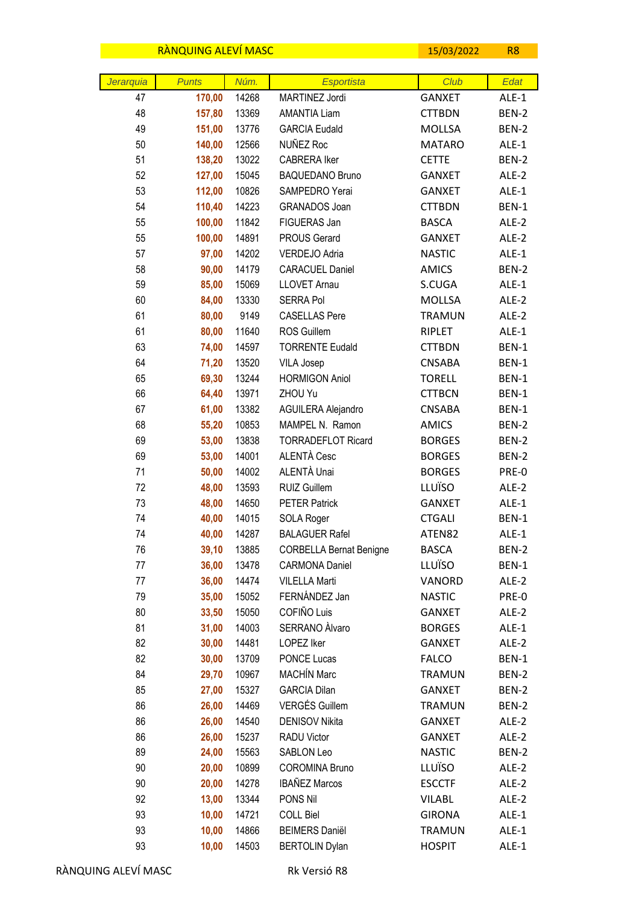RÀNQUING ALEVÍ MASC | 15/03/2022 | R8

| Jerarquia | Punts | Núm. | Esportista | Club | Edat |
|---|---|---|---|---|---|
| 47 | 170,00 | 14268 | MARTINEZ Jordi | GANXET | ALE-1 |
| 48 | 157,80 | 13369 | AMANTIA Liam | CTTBDN | BEN-2 |
| 49 | 151,00 | 13776 | GARCIA Eudald | MOLLSA | BEN-2 |
| 50 | 140,00 | 12566 | NUÑEZ Roc | MATARO | ALE-1 |
| 51 | 138,20 | 13022 | CABRERA Iker | CETTE | BEN-2 |
| 52 | 127,00 | 15045 | BAQUEDANO Bruno | GANXET | ALE-2 |
| 53 | 112,00 | 10826 | SAMPEDRO Yerai | GANXET | ALE-1 |
| 54 | 110,40 | 14223 | GRANADOS Joan | CTTBDN | BEN-1 |
| 55 | 100,00 | 11842 | FIGUERAS Jan | BASCA | ALE-2 |
| 55 | 100,00 | 14891 | PROUS Gerard | GANXET | ALE-2 |
| 57 | 97,00 | 14202 | VERDEJO Adria | NASTIC | ALE-1 |
| 58 | 90,00 | 14179 | CARACUEL Daniel | AMICS | BEN-2 |
| 59 | 85,00 | 15069 | LLOVET Arnau | S.CUGA | ALE-1 |
| 60 | 84,00 | 13330 | SERRA Pol | MOLLSA | ALE-2 |
| 61 | 80,00 | 9149 | CASELLAS Pere | TRAMUN | ALE-2 |
| 61 | 80,00 | 11640 | ROS Guillem | RIPLET | ALE-1 |
| 63 | 74,00 | 14597 | TORRENTE Eudald | CTTBDN | BEN-1 |
| 64 | 71,20 | 13520 | VILA Josep | CNSABA | BEN-1 |
| 65 | 69,30 | 13244 | HORMIGON Aniol | TORELL | BEN-1 |
| 66 | 64,40 | 13971 | ZHOU Yu | CTTBCN | BEN-1 |
| 67 | 61,00 | 13382 | AGUILERA Alejandro | CNSABA | BEN-1 |
| 68 | 55,20 | 10853 | MAMPEL N. Ramon | AMICS | BEN-2 |
| 69 | 53,00 | 13838 | TORRADEFLOT Ricard | BORGES | BEN-2 |
| 69 | 53,00 | 14001 | ALENTÀ Cesc | BORGES | BEN-2 |
| 71 | 50,00 | 14002 | ALENTÀ Unai | BORGES | PRE-0 |
| 72 | 48,00 | 13593 | RUIZ Guillem | LLUÏSO | ALE-2 |
| 73 | 48,00 | 14650 | PETER Patrick | GANXET | ALE-1 |
| 74 | 40,00 | 14015 | SOLA Roger | CTGALI | BEN-1 |
| 74 | 40,00 | 14287 | BALAGUER Rafel | ATEN82 | ALE-1 |
| 76 | 39,10 | 13885 | CORBELLA Bernat Benigne | BASCA | BEN-2 |
| 77 | 36,00 | 13478 | CARMONA Daniel | LLUÏSO | BEN-1 |
| 77 | 36,00 | 14474 | VILELLA Marti | VANORD | ALE-2 |
| 79 | 35,00 | 15052 | FERNÁNDEZ Jan | NASTIC | PRE-0 |
| 80 | 33,50 | 15050 | COFIÑO Luis | GANXET | ALE-2 |
| 81 | 31,00 | 14003 | SERRANO Àlvaro | BORGES | ALE-1 |
| 82 | 30,00 | 14481 | LOPEZ Iker | GANXET | ALE-2 |
| 82 | 30,00 | 13709 | PONCE Lucas | FALCO | BEN-1 |
| 84 | 29,70 | 10967 | MACHÍN Marc | TRAMUN | BEN-2 |
| 85 | 27,00 | 15327 | GARCIA Dilan | GANXET | BEN-2 |
| 86 | 26,00 | 14469 | VERGÉS Guillem | TRAMUN | BEN-2 |
| 86 | 26,00 | 14540 | DENISOV Nikita | GANXET | ALE-2 |
| 86 | 26,00 | 15237 | RADU Victor | GANXET | ALE-2 |
| 89 | 24,00 | 15563 | SABLON Leo | NASTIC | BEN-2 |
| 90 | 20,00 | 10899 | COROMINA Bruno | LLUÏSO | ALE-2 |
| 90 | 20,00 | 14278 | IBAÑEZ Marcos | ESCCTF | ALE-2 |
| 92 | 13,00 | 13344 | PONS Nil | VILABL | ALE-2 |
| 93 | 10,00 | 14721 | COLL Biel | GIRONA | ALE-1 |
| 93 | 10,00 | 14866 | BEIMERS Daniël | TRAMUN | ALE-1 |
| 93 | 10,00 | 14503 | BERTOLIN Dylan | HOSPIT | ALE-1 |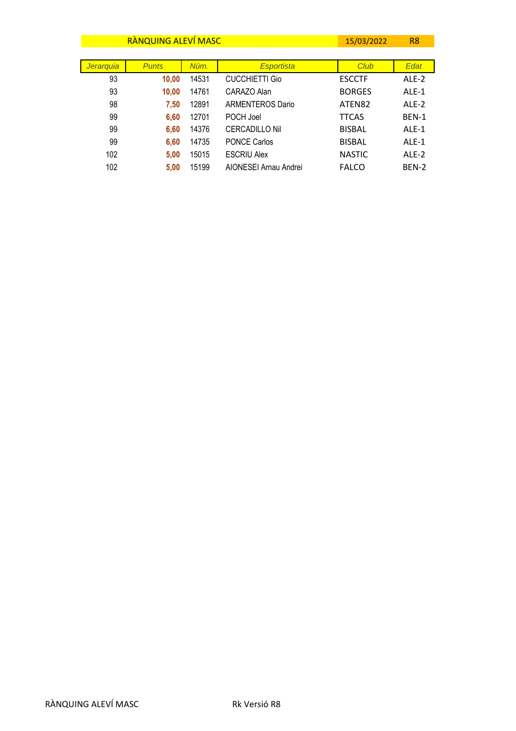RÀNQUING ALEVÍ MASC | 15/03/2022 | R8

| *Jerarquia* | *Punts* | *Núm.* | *Esportista* | *Club* | *Edat* |
|---|---|---|---|---|---|
| 93 | **10,00** | 14531 | CUCCHIETTI Gio | ESCCTF | ALE-2 |
| 93 | **10,00** | 14761 | CARAZO Alan | BORGES | ALE-1 |
| 98 | **7,50** | 12891 | ARMENTEROS Dario | ATEN82 | ALE-2 |
| 99 | **6,60** | 12701 | POCH Joel | TTCAS | BEN-1 |
| 99 | **6,60** | 14376 | CERCADILLO Nil | BISBAL | ALE-1 |
| 99 | **6,60** | 14735 | PONCE Carlos | BISBAL | ALE-1 |
| 102 | **5,00** | 15015 | ESCRIU Alex | NASTIC | ALE-2 |
| 102 | **5,00** | 15199 | AIONESEI Arnau Andrei | FALCO | BEN-2 |